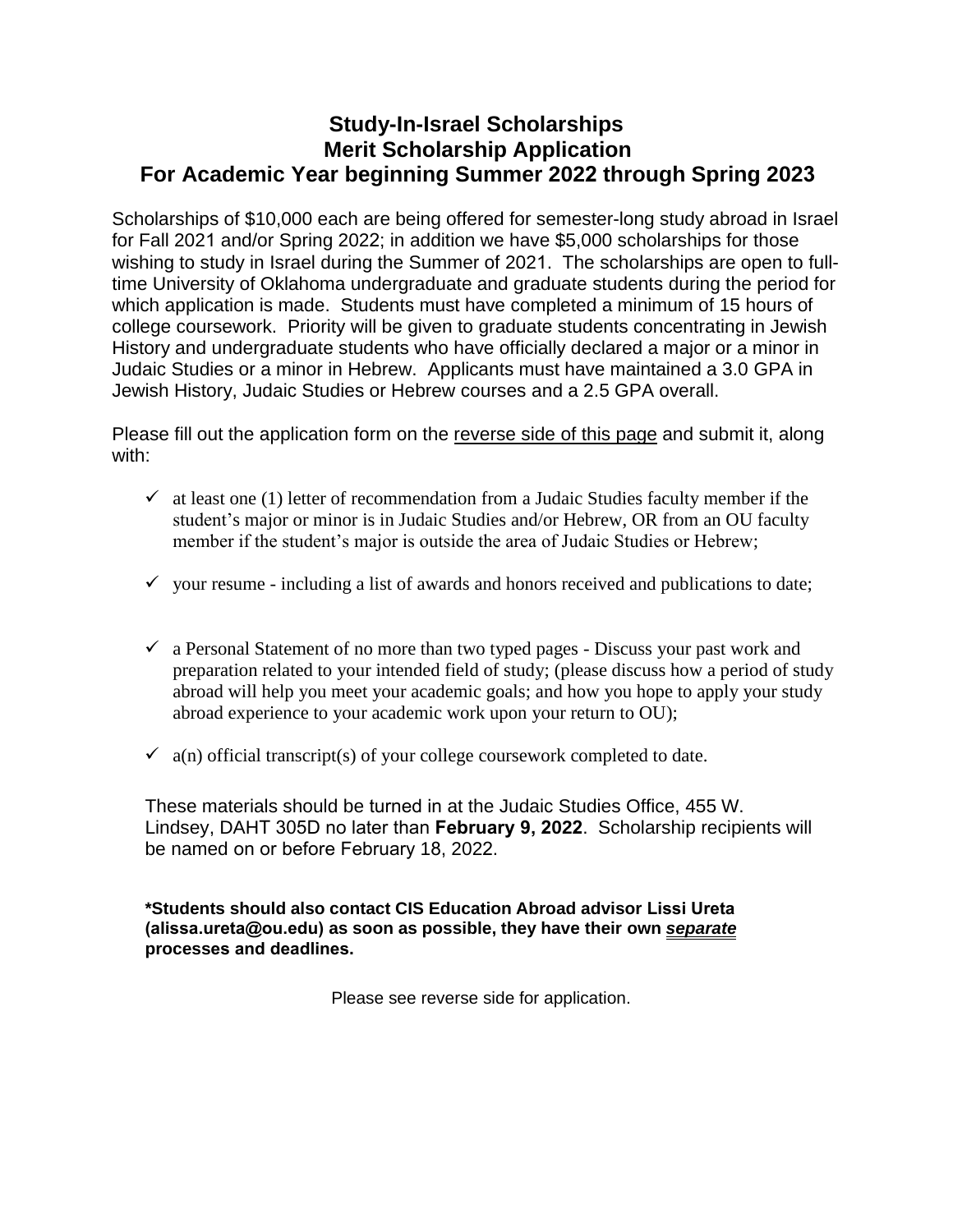# Study-In-Israel Scholarships
# Merit Scholarship Application
# For Academic Year beginning Summer 2022 through Spring 2023

Scholarships of $10,000 each are being offered for semester-long study abroad in Israel for Fall 2021 and/or Spring 2022; in addition we have $5,000 scholarships for those wishing to study in Israel during the Summer of 2021. The scholarships are open to full-time University of Oklahoma undergraduate and graduate students during the period for which application is made. Students must have completed a minimum of 15 hours of college coursework. Priority will be given to graduate students concentrating in Jewish History and undergraduate students who have officially declared a major or a minor in Judaic Studies or a minor in Hebrew. Applicants must have maintained a 3.0 GPA in Jewish History, Judaic Studies or Hebrew courses and a 2.5 GPA overall.

Please fill out the application form on the <u>reverse side of this page</u> and submit it, along with:

- ✓ at least one (1) letter of recommendation from a Judaic Studies faculty member if the student's major or minor is in Judaic Studies and/or Hebrew, OR from an OU faculty member if the student's major is outside the area of Judaic Studies or Hebrew;
- ✓ your resume - including a list of awards and honors received and publications to date;
- ✓ a Personal Statement of no more than two typed pages - Discuss your past work and preparation related to your intended field of study; (please discuss how a period of study abroad will help you meet your academic goals; and how you hope to apply your study abroad experience to your academic work upon your return to OU);
- ✓ a(n) official transcript(s) of your college coursework completed to date.

These materials should be turned in at the Judaic Studies Office, 455 W. Lindsey, DAHT 305D no later than **February 9, 2022**. Scholarship recipients will be named on or before February 18, 2022.

**\*Students should also contact CIS Education Abroad advisor Lissi Ureta (alissa.ureta@ou.edu) as soon as possible, they have their own *<u>separate</u>* processes and deadlines.**

Please see reverse side for application.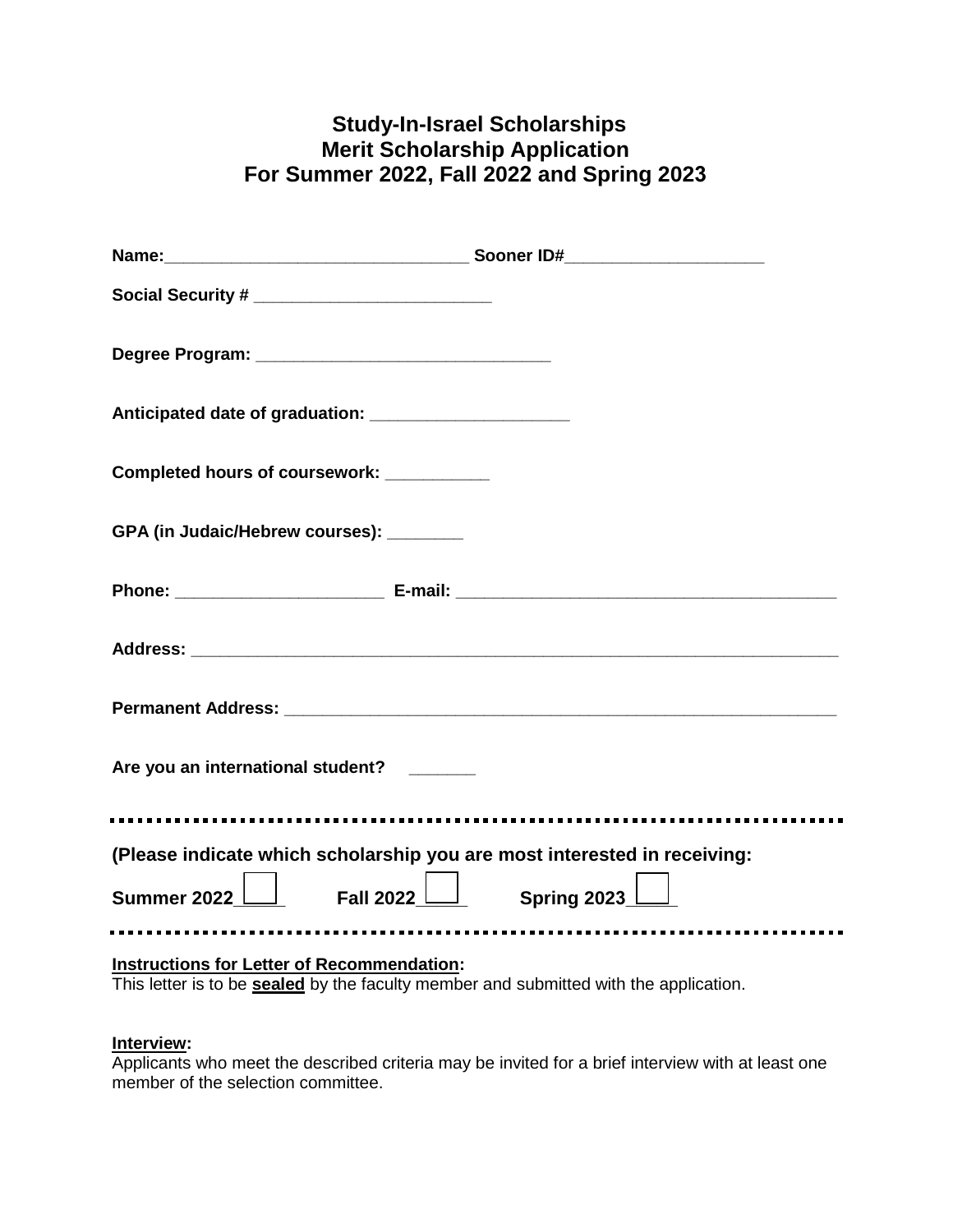# Study-In-Israel Scholarships
## Merit Scholarship Application
## For Summer 2022, Fall 2022 and Spring 2023

**Name:**_________________________________ **Sooner ID#**_____________________

**Social Security #** _________________________

**Degree Program:** _______________________________

**Anticipated date of graduation:** _____________________

**Completed hours of coursework:** ___________

**GPA (in Judaic/Hebrew courses):** ________

**Phone:** ______________________ **E-mail:** ________________________________________

**Address:** ______________________________________________________________________

**Permanent Address:** ____________________________________________________________

**Are you an international student?** _______

**(Please indicate which scholarship you are most interested in receiving:**

**Summer 2022**____ **Fall 2022**____ **Spring 2023**____

**Instructions for Letter of Recommendation:**
This letter is to be **sealed** by the faculty member and submitted with the application.

**Interview:**
Applicants who meet the described criteria may be invited for a brief interview with at least one member of the selection committee.